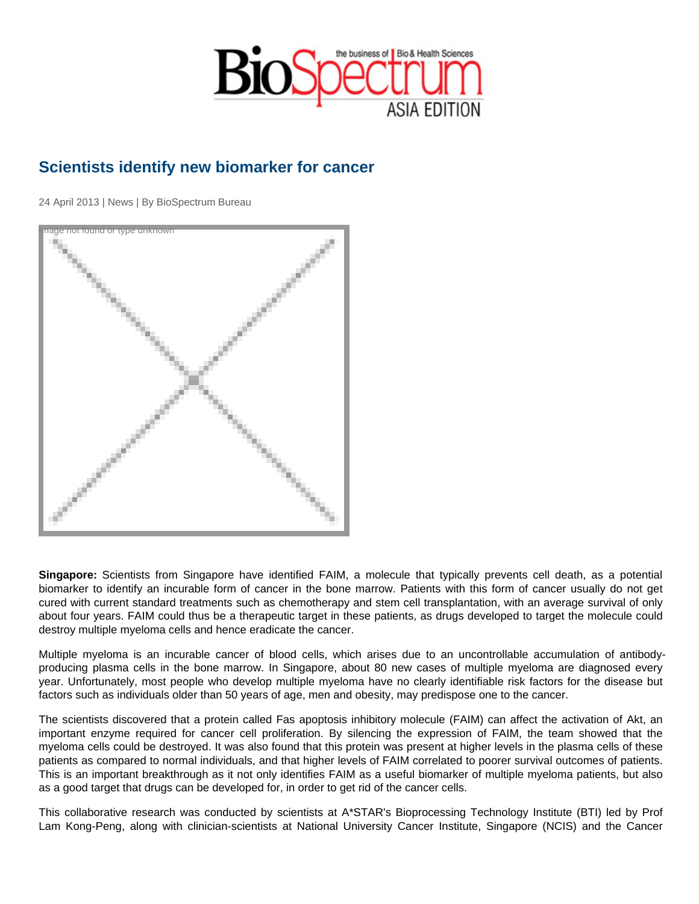# Scientists identify new biomarker for cancer

24 April 2013 | News | By BioSpectrum Bureau

**Singapore:** Scientists from Singapore have identified FAIM, a molecule that typically prevents cell death, as a potential biomarker to identify an incurable form of cancer in the bone marrow. Patients with this form of cancer usually do not get cured with current standard treatments such as chemotherapy and stem cell transplantation, with an average survival of only about four years. FAIM could thus be a therapeutic target in these patients, as drugs developed to target the molecule could destroy multiple myeloma cells and hence eradicate the cancer.

Multiple myeloma is an incurable cancer of blood cells, which arises due to an uncontrollable accumulation of antibody-producing plasma cells in the bone marrow. In Singapore, about 80 new cases of multiple myeloma are diagnosed every year. Unfortunately, most people who develop multiple myeloma have no clearly identifiable risk factors for the disease but factors such as individuals older than 50 years of age, men and obesity, may predispose one to the cancer.

The scientists discovered that a protein called Fas apoptosis inhibitory molecule (FAIM) can affect the activation of Akt, an important enzyme required for cancer cell proliferation. By silencing the expression of FAIM, the team showed that the myeloma cells could be destroyed. It was also found that this protein was present at higher levels in the plasma cells of these patients as compared to normal individuals, and that higher levels of FAIM correlated to poorer survival outcomes of patients. This is an important breakthrough as it not only identifies FAIM as a useful biomarker of multiple myeloma patients, but also as a good target that drugs can be developed for, in order to get rid of the cancer cells.

This collaborative research was conducted by scientists at A*STAR's Bioprocessing Technology Institute (BTI) led by Prof Lam Kong-Peng, along with clinician-scientists at National University Cancer Institute, Singapore (NCIS) and the Cancer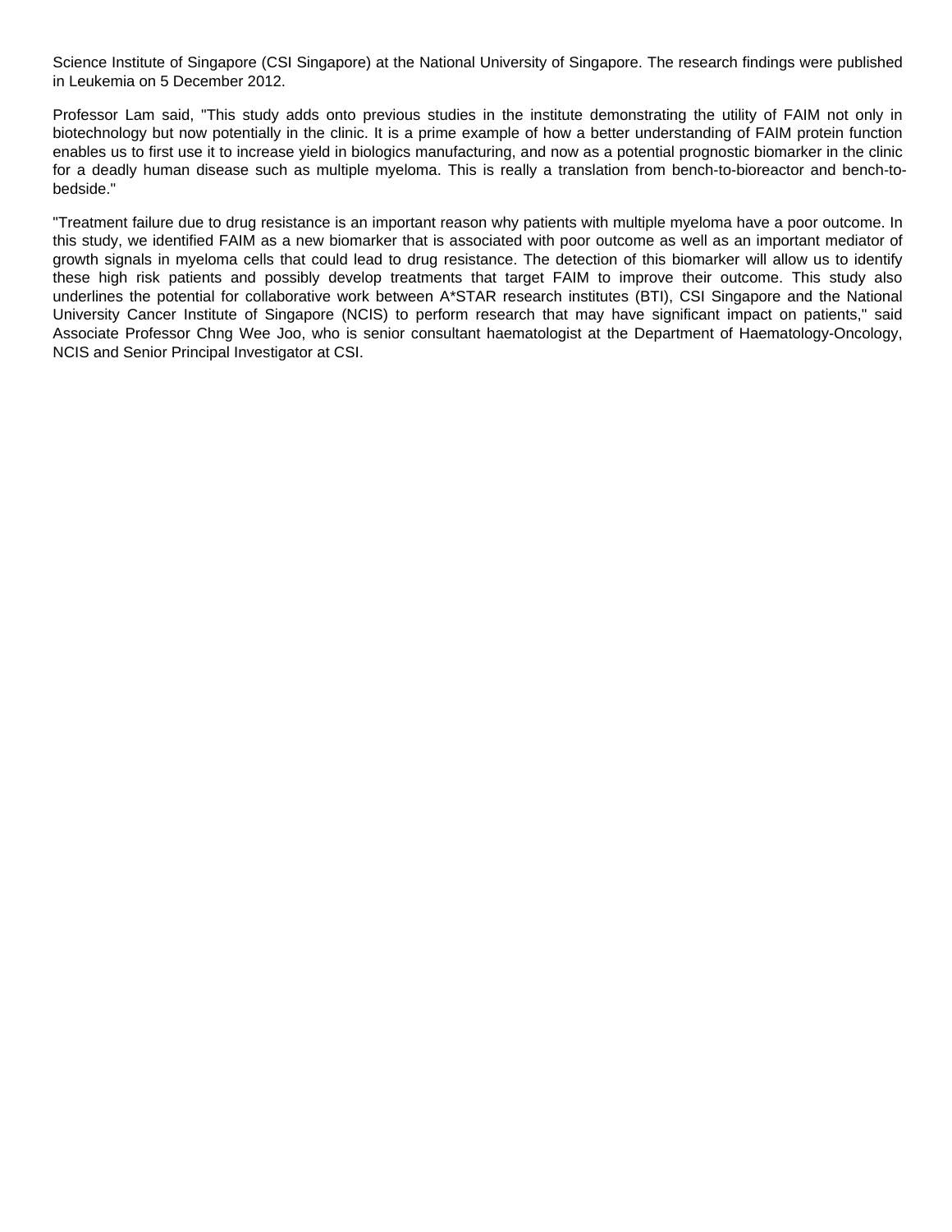Science Institute of Singapore (CSI Singapore) at the National University of Singapore. The research findings were published in Leukemia on 5 December 2012.

Professor Lam said, "This study adds onto previous studies in the institute demonstrating the utility of FAIM not only in biotechnology but now potentially in the clinic. It is a prime example of how a better understanding of FAIM protein function enables us to first use it to increase yield in biologics manufacturing, and now as a potential prognostic biomarker in the clinic for a deadly human disease such as multiple myeloma. This is really a translation from bench-to-bioreactor and bench-to-bedside."

"Treatment failure due to drug resistance is an important reason why patients with multiple myeloma have a poor outcome. In this study, we identified FAIM as a new biomarker that is associated with poor outcome as well as an important mediator of growth signals in myeloma cells that could lead to drug resistance. The detection of this biomarker will allow us to identify these high risk patients and possibly develop treatments that target FAIM to improve their outcome. This study also underlines the potential for collaborative work between A*STAR research institutes (BTI), CSI Singapore and the National University Cancer Institute of Singapore (NCIS) to perform research that may have significant impact on patients," said Associate Professor Chng Wee Joo, who is senior consultant haematologist at the Department of Haematology-Oncology, NCIS and Senior Principal Investigator at CSI.